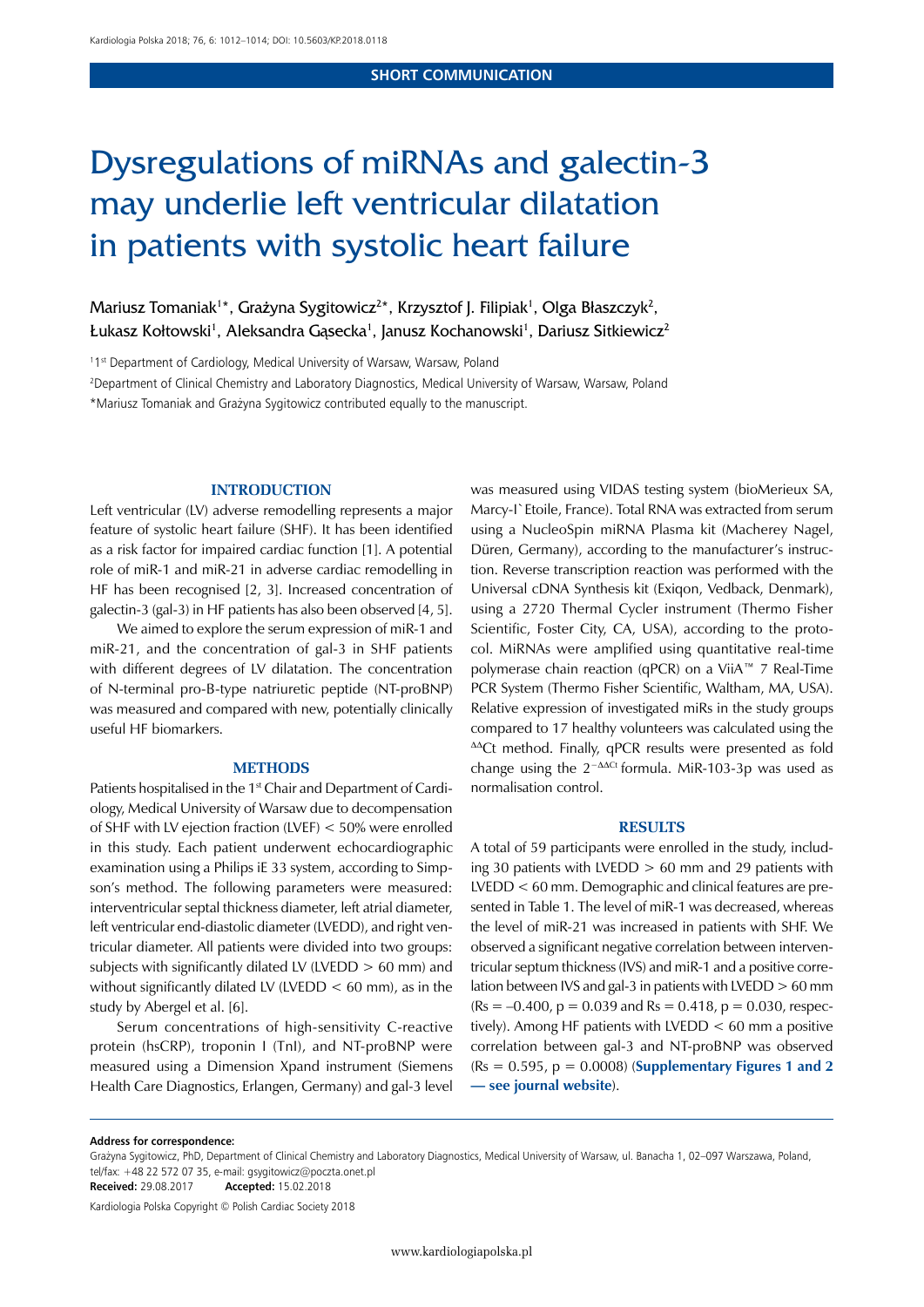SHORT COMMUNICATION

# Dysregulations of miRNAs and galectin-3 may underlie left ventricular dilatation in patients with systolic heart failure

Mariusz Tomaniak[1]*, Grażyna Sygitowicz[2]*, Krzysztof J. Filipiak[1], Olga Błaszczyk[2], Łukasz Kołtowski[1], Aleksandra Gąsecka[1], Janusz Kochanowski[1], Dariusz Sitkiewicz[2]

[1] 1st Department of Cardiology, Medical University of Warsaw, Warsaw, Poland

[2] Department of Clinical Chemistry and Laboratory Diagnostics, Medical University of Warsaw, Warsaw, Poland

*Mariusz Tomaniak and Grażyna Sygitowicz contributed equally to the manuscript.

## INTRODUCTION

Left ventricular (LV) adverse remodelling represents a major feature of systolic heart failure (SHF). It has been identified as a risk factor for impaired cardiac function [1]. A potential role of miR-1 and miR-21 in adverse cardiac remodelling in HF has been recognised [2, 3]. Increased concentration of galectin-3 (gal-3) in HF patients has also been observed [4, 5].

We aimed to explore the serum expression of miR-1 and miR-21, and the concentration of gal-3 in SHF patients with different degrees of LV dilatation. The concentration of N-terminal pro-B-type natriuretic peptide (NT-proBNP) was measured and compared with new, potentially clinically useful HF biomarkers.

## METHODS

Patients hospitalised in the 1st Chair and Department of Cardiology, Medical University of Warsaw due to decompensation of SHF with LV ejection fraction (LVEF) < 50% were enrolled in this study. Each patient underwent echocardiographic examination using a Philips iE 33 system, according to Simpson's method. The following parameters were measured: interventricular septal thickness diameter, left atrial diameter, left ventricular end-diastolic diameter (LVEDD), and right ventricular diameter. All patients were divided into two groups: subjects with significantly dilated LV (LVEDD > 60 mm) and without significantly dilated LV (LVEDD < 60 mm), as in the study by Abergel et al. [6].

Serum concentrations of high-sensitivity C-reactive protein (hsCRP), troponin I (TnI), and NT-proBNP were measured using a Dimension Xpand instrument (Siemens Health Care Diagnostics, Erlangen, Germany) and gal-3 level was measured using VIDAS testing system (bioMerieux SA, Marcy-I`Etoile, France). Total RNA was extracted from serum using a NucleoSpin miRNA Plasma kit (Macherey Nagel, Düren, Germany), according to the manufacturer's instruction. Reverse transcription reaction was performed with the Universal cDNA Synthesis kit (Exiqon, Vedback, Denmark), using a 2720 Thermal Cycler instrument (Thermo Fisher Scientific, Foster City, CA, USA), according to the protocol. MiRNAs were amplified using quantitative real-time polymerase chain reaction (qPCR) on a ViiA™ 7 Real-Time PCR System (Thermo Fisher Scientific, Waltham, MA, USA). Relative expression of investigated miRs in the study groups compared to 17 healthy volunteers was calculated using the $^{\Delta\Delta}$Ct method. Finally, qPCR results were presented as fold change using the $2^{-\Delta\Delta Ct}$ formula. MiR-103-3p was used as normalisation control.

## RESULTS

A total of 59 participants were enrolled in the study, including 30 patients with LVEDD > 60 mm and 29 patients with LVEDD < 60 mm. Demographic and clinical features are presented in Table 1. The level of miR-1 was decreased, whereas the level of miR-21 was increased in patients with SHF. We observed a significant negative correlation between interventricular septum thickness (IVS) and miR-1 and a positive correlation between IVS and gal-3 in patients with LVEDD > 60 mm ($R_s = -0.400$, $p = 0.039$ and $R_s = 0.418$, $p = 0.030$, respectively). Among HF patients with LVEDD < 60 mm a positive correlation between gal-3 and NT-proBNP was observed ($R_s = 0.595$, $p = 0.0008$) (**Supplementary Figures 1 and 2 — see journal website**).

**Address for correspondence:**
Grażyna Sygitowicz, PhD, Department of Clinical Chemistry and Laboratory Diagnostics, Medical University of Warsaw, ul. Banacha 1, 02–097 Warszawa, Poland, tel/fax: +48 22 572 07 35, e-mail: gsygitowicz@poczta.onet.pl
**Received:** 29.08.2017 **Accepted:** 15.02.2018

Kardiologia Polska Copyright © Polish Cardiac Society 2018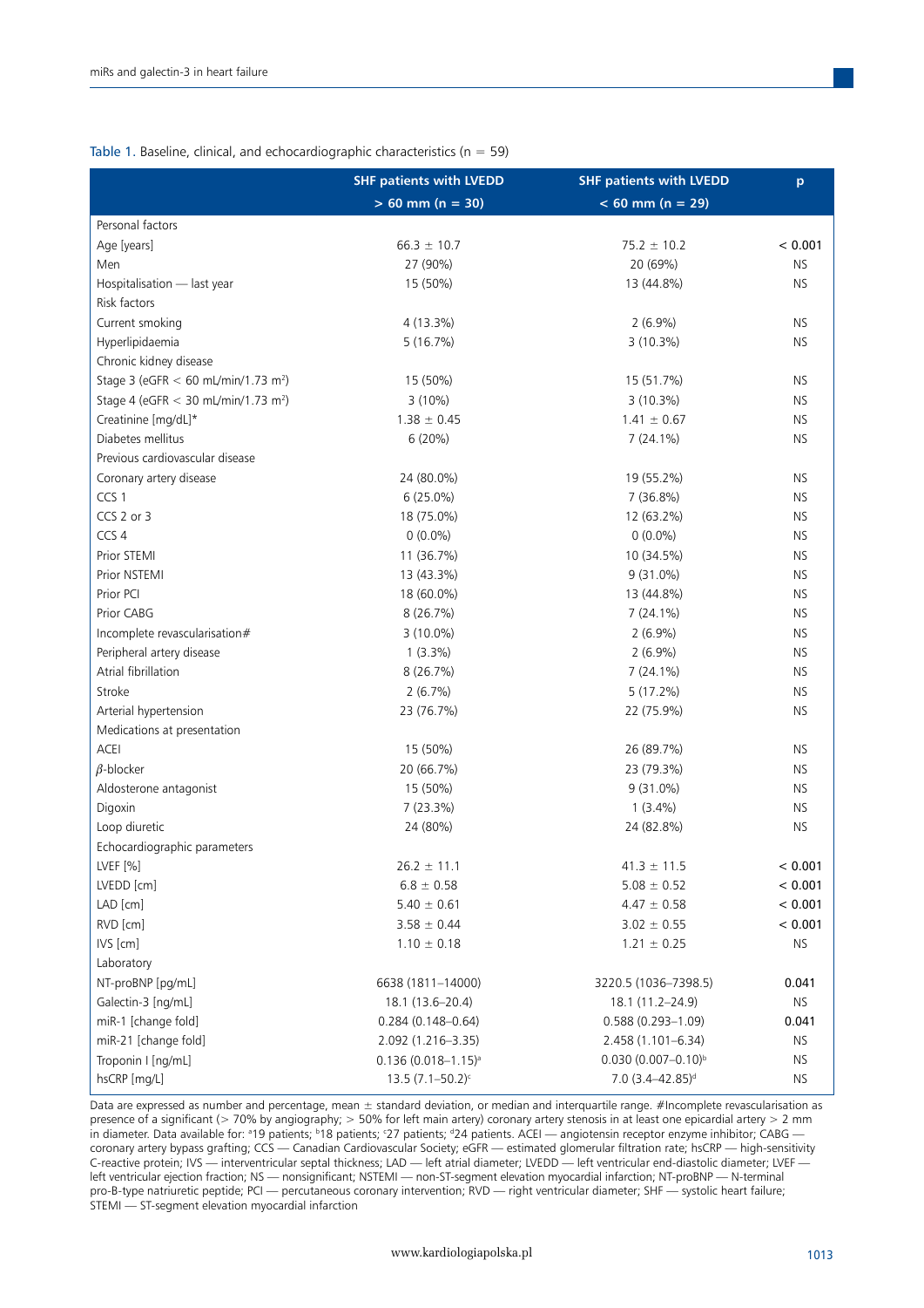Table 1. Baseline, clinical, and echocardiographic characteristics (n = 59)

| | SHF patients with LVEDD > 60 mm (n = 30) | SHF patients with LVEDD < 60 mm (n = 29) | p |
|---|---|---|---|
| Personal factors | | | |
| Age [years] | 66.3 ± 10.7 | 75.2 ± 10.2 | < 0.001 |
| Men | 27 (90%) | 20 (69%) | NS |
| Hospitalisation — last year | 15 (50%) | 13 (44.8%) | NS |
| Risk factors | | | |
| Current smoking | 4 (13.3%) | 2 (6.9%) | NS |
| Hyperlipidaemia | 5 (16.7%) | 3 (10.3%) | NS |
| Chronic kidney disease | | | |
| Stage 3 (eGFR < 60 mL/min/1.73 $m^2$) | 15 (50%) | 15 (51.7%) | NS |
| Stage 4 (eGFR < 30 mL/min/1.73 $m^2$) | 3 (10%) | 3 (10.3%) | NS |
| Creatinine [mg/dL]* | 1.38 ± 0.45 | 1.41 ± 0.67 | NS |
| Diabetes mellitus | 6 (20%) | 7 (24.1%) | NS |
| Previous cardiovascular disease | | | |
| Coronary artery disease | 24 (80.0%) | 19 (55.2%) | NS |
| CCS 1 | 6 (25.0%) | 7 (36.8%) | NS |
| CCS 2 or 3 | 18 (75.0%) | 12 (63.2%) | NS |
| CCS 4 | 0 (0.0%) | 0 (0.0%) | NS |
| Prior STEMI | 11 (36.7%) | 10 (34.5%) | NS |
| Prior NSTEMI | 13 (43.3%) | 9 (31.0%) | NS |
| Prior PCI | 18 (60.0%) | 13 (44.8%) | NS |
| Prior CABG | 8 (26.7%) | 7 (24.1%) | NS |
| Incomplete revascularisation# | 3 (10.0%) | 2 (6.9%) | NS |
| Peripheral artery disease | 1 (3.3%) | 2 (6.9%) | NS |
| Atrial fibrillation | 8 (26.7%) | 7 (24.1%) | NS |
| Stroke | 2 (6.7%) | 5 (17.2%) | NS |
| Arterial hypertension | 23 (76.7%) | 22 (75.9%) | NS |
| Medications at presentation | | | |
| ACEI | 15 (50%) | 26 (89.7%) | NS |
| $\beta$-blocker | 20 (66.7%) | 23 (79.3%) | NS |
| Aldosterone antagonist | 15 (50%) | 9 (31.0%) | NS |
| Digoxin | 7 (23.3%) | 1 (3.4%) | NS |
| Loop diuretic | 24 (80%) | 24 (82.8%) | NS |
| Echocardiographic parameters | | | |
| LVEF [%] | 26.2 ± 11.1 | 41.3 ± 11.5 | < 0.001 |
| LVEDD [cm] | 6.8 ± 0.58 | 5.08 ± 0.52 | < 0.001 |
| LAD [cm] | 5.40 ± 0.61 | 4.47 ± 0.58 | < 0.001 |
| RVD [cm] | 3.58 ± 0.44 | 3.02 ± 0.55 | < 0.001 |
| IVS [cm] | 1.10 ± 0.18 | 1.21 ± 0.25 | NS |
| Laboratory | | | |
| NT-proBNP [pg/mL] | 6638 (1811–14000) | 3220.5 (1036–7398.5) | 0.041 |
| Galectin-3 [ng/mL] | 18.1 (13.6–20.4) | 18.1 (11.2–24.9) | NS |
| miR-1 [change fold] | 0.284 (0.148–0.64) | 0.588 (0.293–1.09) | 0.041 |
| miR-21 [change fold] | 2.092 (1.216–3.35) | 2.458 (1.101–6.34) | NS |
| Troponin I [ng/mL] | 0.136 (0.018–1.15)[a] | 0.030 (0.007–0.10)[b] | NS |
| hsCRP [mg/L] | 13.5 (7.1–50.2)[c] | 7.0 (3.4–42.85)[d] | NS |

Data are expressed as number and percentage, mean ± standard deviation, or median and interquartile range. #Incomplete revascularisation as presence of a significant (> 70% by angiography; > 50% for left main artery) coronary artery stenosis in at least one epicardial artery > 2 mm in diameter. Data available for: [a]19 patients; [b]18 patients; [c]27 patients; [d]24 patients. ACEI — angiotensin receptor enzyme inhibitor; CABG — coronary artery bypass grafting; CCS — Canadian Cardiovascular Society; eGFR — estimated glomerular filtration rate; hsCRP — high-sensitivity C-reactive protein; IVS — interventricular septal thickness; LAD — left atrial diameter; LVEDD — left ventricular end-diastolic diameter; LVEF — left ventricular ejection fraction; NS — nonsignificant; NSTEMI — non-ST-segment elevation myocardial infarction; NT-proBNP — N-terminal pro-B-type natriuretic peptide; PCI — percutaneous coronary intervention; RVD — right ventricular diameter; SHF — systolic heart failure; STEMI — ST-segment elevation myocardial infarction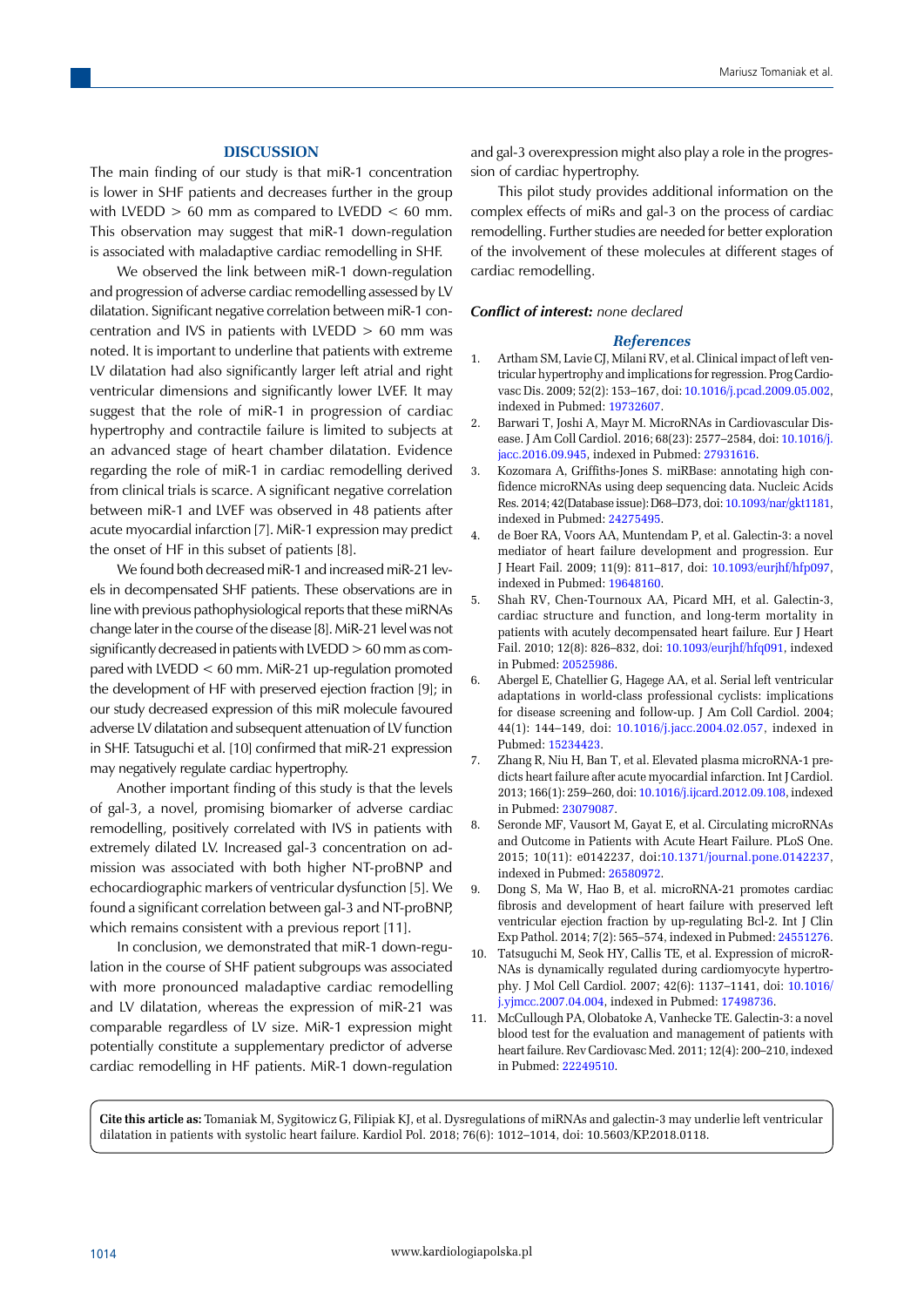## DISCUSSION

The main finding of our study is that miR-1 concentration is lower in SHF patients and decreases further in the group with LVEDD > 60 mm as compared to LVEDD < 60 mm. This observation may suggest that miR-1 down-regulation is associated with maladaptive cardiac remodelling in SHF.

We observed the link between miR-1 down-regulation and progression of adverse cardiac remodelling assessed by LV dilatation. Significant negative correlation between miR-1 concentration and IVS in patients with LVEDD > 60 mm was noted. It is important to underline that patients with extreme LV dilatation had also significantly larger left atrial and right ventricular dimensions and significantly lower LVEF. It may suggest that the role of miR-1 in progression of cardiac hypertrophy and contractile failure is limited to subjects at an advanced stage of heart chamber dilatation. Evidence regarding the role of miR-1 in cardiac remodelling derived from clinical trials is scarce. A significant negative correlation between miR-1 and LVEF was observed in 48 patients after acute myocardial infarction [7]. MiR-1 expression may predict the onset of HF in this subset of patients [8].

We found both decreased miR-1 and increased miR-21 levels in decompensated SHF patients. These observations are in line with previous pathophysiological reports that these miRNAs change later in the course of the disease [8]. MiR-21 level was not significantly decreased in patients with LVEDD > 60 mm as compared with LVEDD < 60 mm. MiR-21 up-regulation promoted the development of HF with preserved ejection fraction [9]; in our study decreased expression of this miR molecule favoured adverse LV dilatation and subsequent attenuation of LV function in SHF. Tatsuguchi et al. [10] confirmed that miR-21 expression may negatively regulate cardiac hypertrophy.

Another important finding of this study is that the levels of gal-3, a novel, promising biomarker of adverse cardiac remodelling, positively correlated with IVS in patients with extremely dilated LV. Increased gal-3 concentration on admission was associated with both higher NT-proBNP and echocardiographic markers of ventricular dysfunction [5]. We found a significant correlation between gal-3 and NT-proBNP, which remains consistent with a previous report [11].

In conclusion, we demonstrated that miR-1 down-regulation in the course of SHF patient subgroups was associated with more pronounced maladaptive cardiac remodelling and LV dilatation, whereas the expression of miR-21 was comparable regardless of LV size. MiR-1 expression might potentially constitute a supplementary predictor of adverse cardiac remodelling in HF patients. MiR-1 down-regulation and gal-3 overexpression might also play a role in the progression of cardiac hypertrophy.

This pilot study provides additional information on the complex effects of miRs and gal-3 on the process of cardiac remodelling. Further studies are needed for better exploration of the involvement of these molecules at different stages of cardiac remodelling.

***Conflict of interest:*** *none declared*

### *References*

1. Artham SM, Lavie CJ, Milani RV, et al. Clinical impact of left ventricular hypertrophy and implications for regression. Prog Cardiovasc Dis. 2009; 52(2): 153–167, doi: 10.1016/j.pcad.2009.05.002, indexed in Pubmed: 19732607.
2. Barwari T, Joshi A, Mayr M. MicroRNAs in Cardiovascular Disease. J Am Coll Cardiol. 2016; 68(23): 2577–2584, doi: 10.1016/j.jacc.2016.09.945, indexed in Pubmed: 27931616.
3. Kozomara A, Griffiths-Jones S. miRBase: annotating high confidence microRNAs using deep sequencing data. Nucleic Acids Res. 2014; 42(Database issue): D68–D73, doi: 10.1093/nar/gkt1181, indexed in Pubmed: 24275495.
4. de Boer RA, Voors AA, Muntendam P, et al. Galectin-3: a novel mediator of heart failure development and progression. Eur J Heart Fail. 2009; 11(9): 811–817, doi: 10.1093/eurjhf/hfp097, indexed in Pubmed: 19648160.
5. Shah RV, Chen-Tournoux AA, Picard MH, et al. Galectin-3, cardiac structure and function, and long-term mortality in patients with acutely decompensated heart failure. Eur J Heart Fail. 2010; 12(8): 826–832, doi: 10.1093/eurjhf/hfq091, indexed in Pubmed: 20525986.
6. Abergel E, Chatellier G, Hagege AA, et al. Serial left ventricular adaptations in world-class professional cyclists: implications for disease screening and follow-up. J Am Coll Cardiol. 2004; 44(1): 144–149, doi: 10.1016/j.jacc.2004.02.057, indexed in Pubmed: 15234423.
7. Zhang R, Niu H, Ban T, et al. Elevated plasma microRNA-1 predicts heart failure after acute myocardial infarction. Int J Cardiol. 2013; 166(1): 259–260, doi: 10.1016/j.ijcard.2012.09.108, indexed in Pubmed: 23079087.
8. Seronde MF, Vausort M, Gayat E, et al. Circulating microRNAs and Outcome in Patients with Acute Heart Failure. PLoS One. 2015; 10(11): e0142237, doi:10.1371/journal.pone.0142237, indexed in Pubmed: 26580972.
9. Dong S, Ma W, Hao B, et al. microRNA-21 promotes cardiac fibrosis and development of heart failure with preserved left ventricular ejection fraction by up-regulating Bcl-2. Int J Clin Exp Pathol. 2014; 7(2): 565–574, indexed in Pubmed: 24551276.
10. Tatsuguchi M, Seok HY, Callis TE, et al. Expression of microRNAs is dynamically regulated during cardiomyocyte hypertrophy. J Mol Cell Cardiol. 2007; 42(6): 1137–1141, doi: 10.1016/j.yjmcc.2007.04.004, indexed in Pubmed: 17498736.
11. McCullough PA, Olobatoke A, Vanhecke TE. Galectin-3: a novel blood test for the evaluation and management of patients with heart failure. Rev Cardiovasc Med. 2011; 12(4): 200–210, indexed in Pubmed: 22249510.

**Cite this article as:** Tomaniak M, Sygitowicz G, Filipiak KJ, et al. Dysregulations of miRNAs and galectin-3 may underlie left ventricular dilatation in patients with systolic heart failure. Kardiol Pol. 2018; 76(6): 1012–1014, doi: 10.5603/KP.2018.0118.